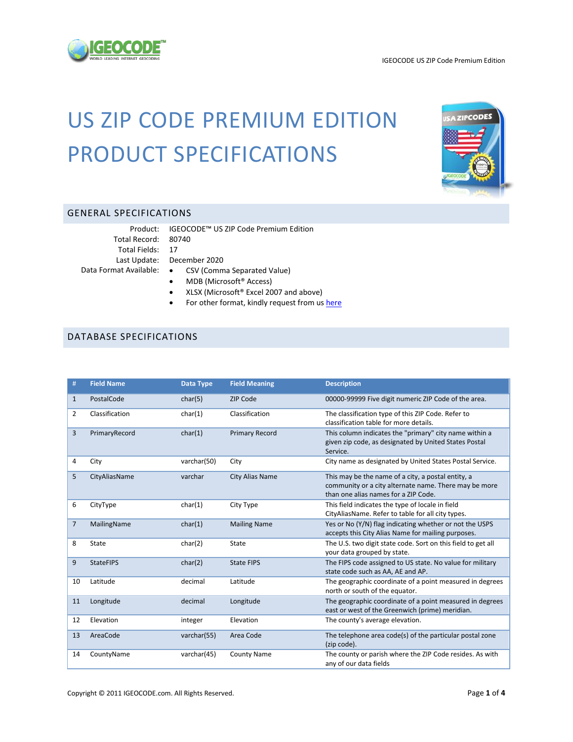# US ZIP CODE PREMIUM EDITION PRODUCT SPECIFICATIONS

## GENERAL SPECIFICATIONS

Product: IGEOCODE™ US ZIP Code Premium Edition

Total Record: 80740

Total Fields: 17

Last Update: December 2020

Data Format Available:

- CSV (Comma Separated Value)
- MDB (Microsoft® Access)
- XLSX (Microsoft® Excel 2007 and above)
- For other format, kindly request from us here

## DATABASE SPECIFICATIONS

| # | Field Name | Data Type | Field Meaning | Description |
|---|---|---|---|---|
| 1 | PostalCode | char(5) | ZIP Code | 00000-99999 Five digit numeric ZIP Code of the area. |
| 2 | Classification | char(1) | Classification | The classification type of this ZIP Code. Refer to classification table for more details. |
| 3 | PrimaryRecord | char(1) | Primary Record | This column indicates the "primary" city name within a given zip code, as designated by United States Postal Service. |
| 4 | City | varchar(50) | City | City name as designated by United States Postal Service. |
| 5 | CityAliasName | varchar | City Alias Name | This may be the name of a city, a postal entity, a community or a city alternate name. There may be more than one alias names for a ZIP Code. |
| 6 | CityType | char(1) | City Type | This field indicates the type of locale in field CityAliasName. Refer to table for all city types. |
| 7 | MailingName | char(1) | Mailing Name | Yes or No (Y/N) flag indicating whether or not the USPS accepts this City Alias Name for mailing purposes. |
| 8 | State | char(2) | State | The U.S. two digit state code. Sort on this field to get all your data grouped by state. |
| 9 | StateFIPS | char(2) | State FIPS | The FIPS code assigned to US state. No value for military state code such as AA, AE and AP. |
| 10 | Latitude | decimal | Latitude | The geographic coordinate of a point measured in degrees north or south of the equator. |
| 11 | Longitude | decimal | Longitude | The geographic coordinate of a point measured in degrees east or west of the Greenwich (prime) meridian. |
| 12 | Elevation | integer | Elevation | The county's average elevation. |
| 13 | AreaCode | varchar(55) | Area Code | The telephone area code(s) of the particular postal zone (zip code). |
| 14 | CountyName | varchar(45) | County Name | The county or parish where the ZIP Code resides. As with any of our data fields |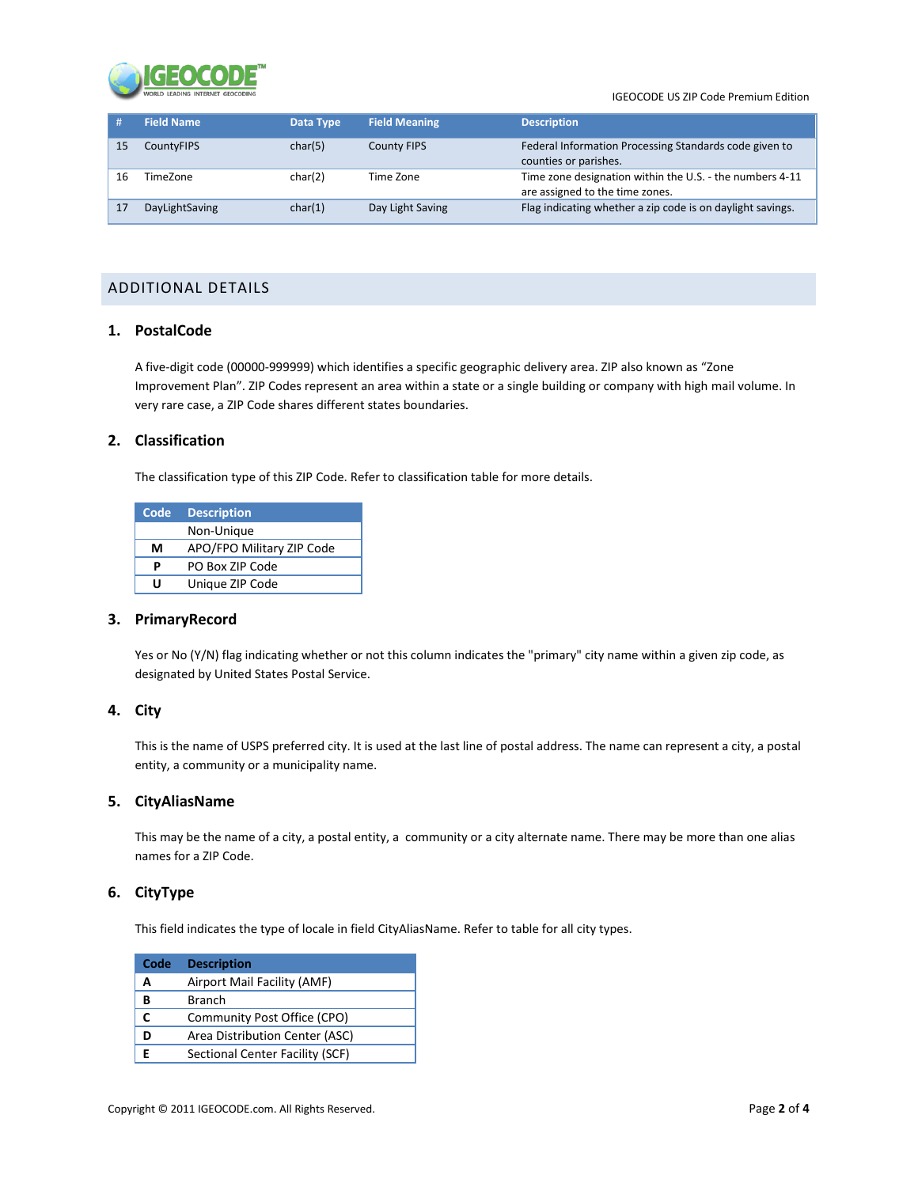| # | Field Name | Data Type | Field Meaning | Description |
| --- | --- | --- | --- | --- |
| 15 | CountyFIPS | char(5) | County FIPS | Federal Information Processing Standards code given to counties or parishes. |
| 16 | TimeZone | char(2) | Time Zone | Time zone designation within the U.S. - the numbers 4-11 are assigned to the time zones. |
| 17 | DayLightSaving | char(1) | Day Light Saving | Flag indicating whether a zip code is on daylight savings. |

## ADDITIONAL DETAILS

### 1. PostalCode

A five-digit code (00000-999999) which identifies a specific geographic delivery area. ZIP also known as “Zone Improvement Plan”. ZIP Codes represent an area within a state or a single building or company with high mail volume. In very rare case, a ZIP Code shares different states boundaries.

### 2. Classification

The classification type of this ZIP Code. Refer to classification table for more details.

| Code | Description |
| --- | --- |
| | Non-Unique |
| **M** | APO/FPO Military ZIP Code |
| **P** | PO Box ZIP Code |
| **U** | Unique ZIP Code |

### 3. PrimaryRecord

Yes or No (Y/N) flag indicating whether or not this column indicates the "primary" city name within a given zip code, as designated by United States Postal Service.

### 4. City

This is the name of USPS preferred city. It is used at the last line of postal address. The name can represent a city, a postal entity, a community or a municipality name.

### 5. CityAliasName

This may be the name of a city, a postal entity, a community or a city alternate name. There may be more than one alias names for a ZIP Code.

### 6. CityType

This field indicates the type of locale in field CityAliasName. Refer to table for all city types.

| Code | Description |
| --- | --- |
| **A** | Airport Mail Facility (AMF) |
| **B** | Branch |
| **C** | Community Post Office (CPO) |
| **D** | Area Distribution Center (ASC) |
| **E** | Sectional Center Facility (SCF) |

Copyright © 2011 IGEOCODE.com. All Rights Reserved.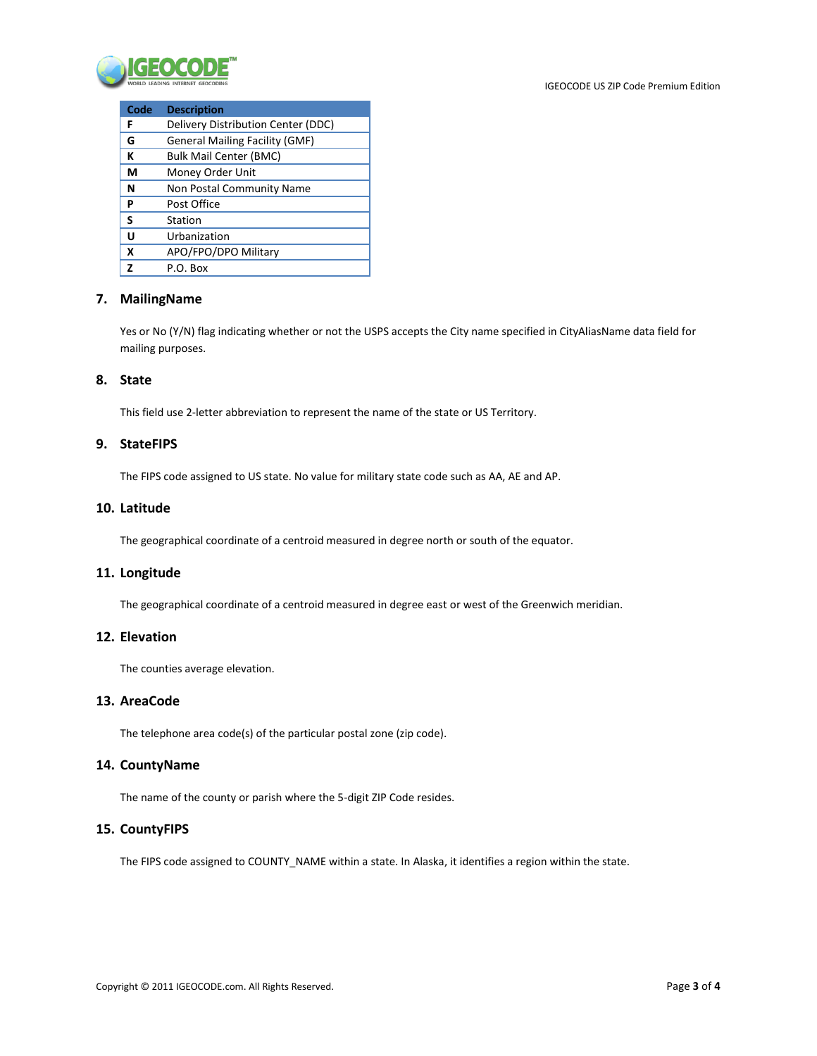| Code | Description |
|---|---|
| **F** | Delivery Distribution Center (DDC) |
| **G** | General Mailing Facility (GMF) |
| **K** | Bulk Mail Center (BMC) |
| **M** | Money Order Unit |
| **N** | Non Postal Community Name |
| **P** | Post Office |
| **S** | Station |
| **U** | Urbanization |
| **X** | APO/FPO/DPO Military |
| **Z** | P.O. Box |

## 7. MailingName

Yes or No (Y/N) flag indicating whether or not the USPS accepts the City name specified in CityAliasName data field for mailing purposes.

## 8. State

This field use 2-letter abbreviation to represent the name of the state or US Territory.

## 9. StateFIPS

The FIPS code assigned to US state. No value for military state code such as AA, AE and AP.

## 10. Latitude

The geographical coordinate of a centroid measured in degree north or south of the equator.

## 11. Longitude

The geographical coordinate of a centroid measured in degree east or west of the Greenwich meridian.

## 12. Elevation

The counties average elevation.

## 13. AreaCode

The telephone area code(s) of the particular postal zone (zip code).

## 14. CountyName

The name of the county or parish where the 5-digit ZIP Code resides.

## 15. CountyFIPS

The FIPS code assigned to COUNTY_NAME within a state. In Alaska, it identifies a region within the state.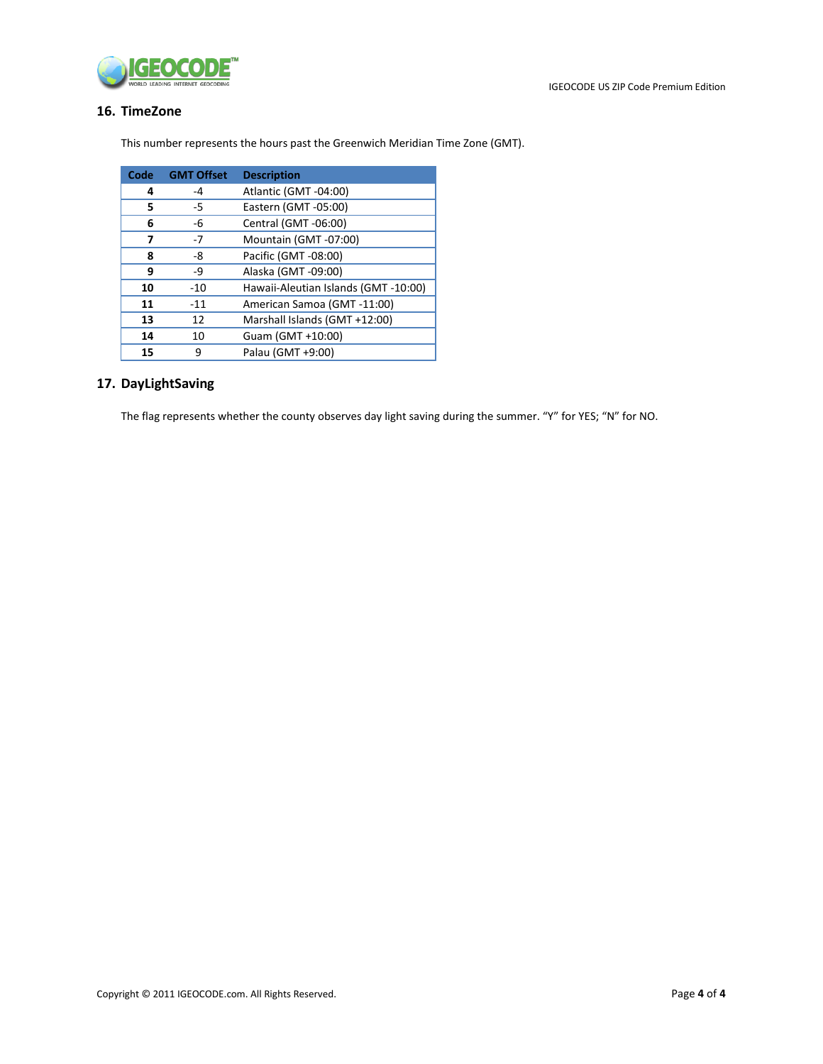## 16. TimeZone

This number represents the hours past the Greenwich Meridian Time Zone (GMT).

| Code | GMT Offset | Description |
|---|---|---|
| **4** | -4 | Atlantic (GMT -04:00) |
| **5** | -5 | Eastern (GMT -05:00) |
| **6** | -6 | Central (GMT -06:00) |
| **7** | -7 | Mountain (GMT -07:00) |
| **8** | -8 | Pacific (GMT -08:00) |
| **9** | -9 | Alaska (GMT -09:00) |
| **10** | -10 | Hawaii-Aleutian Islands (GMT -10:00) |
| **11** | -11 | American Samoa (GMT -11:00) |
| **13** | 12 | Marshall Islands (GMT +12:00) |
| **14** | 10 | Guam (GMT +10:00) |
| **15** | 9 | Palau (GMT +9:00) |

## 17. DayLightSaving

The flag represents whether the county observes day light saving during the summer. “Y” for YES; “N” for NO.